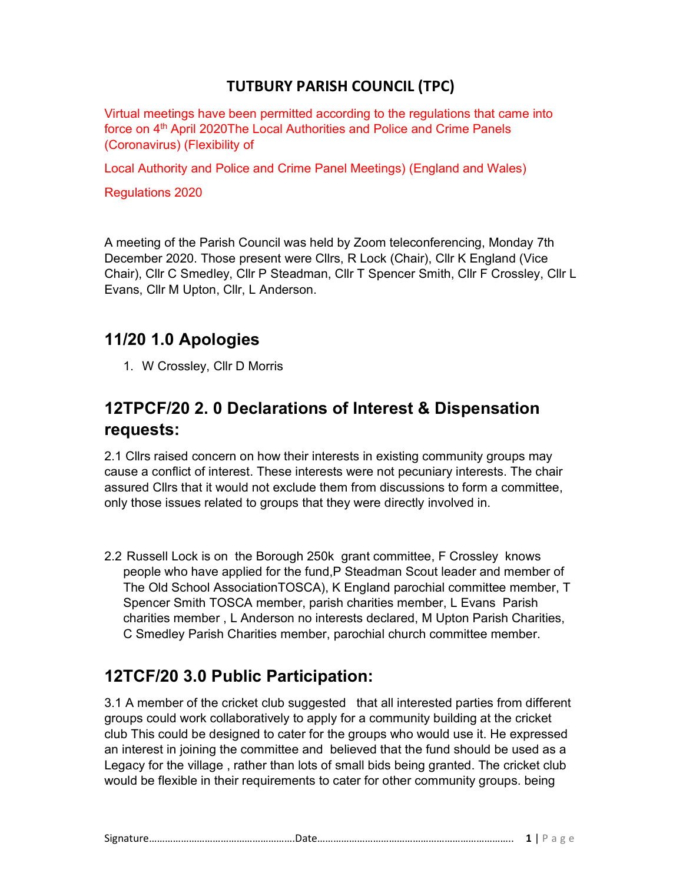# TUTBURY PARISH COUNCIL (TPC)

Virtual meetings have been permitted according to the regulations that came into force on 4th April 2020The Local Authorities and Police and Crime Panels (Coronavirus) (Flexibility of

Local Authority and Police and Crime Panel Meetings) (England and Wales)

Regulations 2020

A meeting of the Parish Council was held by Zoom teleconferencing, Monday 7th December 2020. Those present were Cllrs, R Lock (Chair), Cllr K England (Vice Chair), Cllr C Smedley, Cllr P Steadman, Cllr T Spencer Smith, Cllr F Crossley, Cllr L Evans, Cllr M Upton, Cllr, L Anderson.

## 11/20 1.0 Apologies

1. W Crossley, Cllr D Morris

## 12TPCF/20 2. 0 Declarations of Interest & Dispensation requests:

2.1 Cllrs raised concern on how their interests in existing community groups may cause a conflict of interest. These interests were not pecuniary interests. The chair assured Cllrs that it would not exclude them from discussions to form a committee, only those issues related to groups that they were directly involved in.

2.2 Russell Lock is on the Borough 250k grant committee, F Crossley knows people who have applied for the fund,P Steadman Scout leader and member of The Old School AssociationTOSCA), K England parochial committee member, T Spencer Smith TOSCA member, parish charities member, L Evans Parish charities member , L Anderson no interests declared, M Upton Parish Charities, C Smedley Parish Charities member, parochial church committee member.

## 12TCF/20 3.0 Public Participation:

3.1 A member of the cricket club suggested that all interested parties from different groups could work collaboratively to apply for a community building at the cricket club This could be designed to cater for the groups who would use it. He expressed an interest in joining the committee and believed that the fund should be used as a Legacy for the village , rather than lots of small bids being granted. The cricket club would be flexible in their requirements to cater for other community groups. being

Signature……………………………………………….Date……………………………………………………………….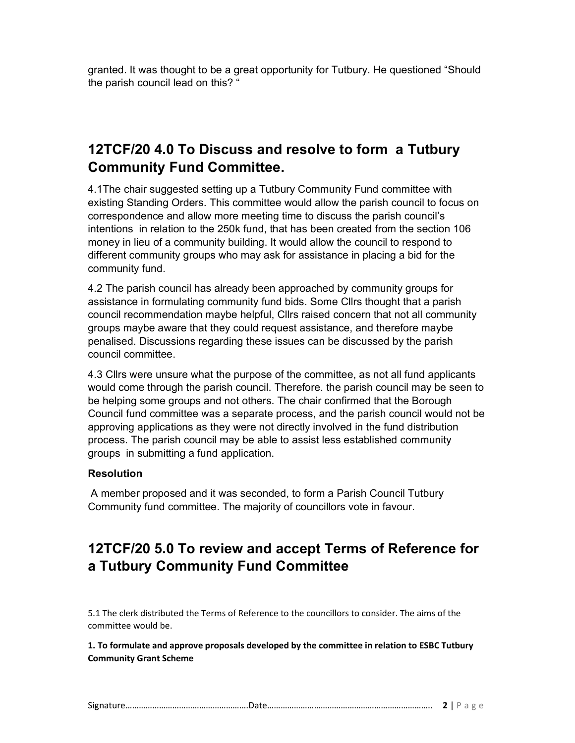granted. It was thought to be a great opportunity for Tutbury. He questioned "Should the parish council lead on this? "

## 12TCF/20 4.0 To Discuss and resolve to form a Tutbury Community Fund Committee.

4.1The chair suggested setting up a Tutbury Community Fund committee with existing Standing Orders. This committee would allow the parish council to focus on correspondence and allow more meeting time to discuss the parish council's intentions in relation to the 250k fund, that has been created from the section 106 money in lieu of a community building. It would allow the council to respond to different community groups who may ask for assistance in placing a bid for the community fund.

4.2 The parish council has already been approached by community groups for assistance in formulating community fund bids. Some Cllrs thought that a parish council recommendation maybe helpful, Cllrs raised concern that not all community groups maybe aware that they could request assistance, and therefore maybe penalised. Discussions regarding these issues can be discussed by the parish council committee.

4.3 Cllrs were unsure what the purpose of the committee, as not all fund applicants would come through the parish council. Therefore. the parish council may be seen to be helping some groups and not others. The chair confirmed that the Borough Council fund committee was a separate process, and the parish council would not be approving applications as they were not directly involved in the fund distribution process. The parish council may be able to assist less established community groups in submitting a fund application.

**Resolution**

A member proposed and it was seconded, to form a Parish Council Tutbury Community fund committee. The majority of councillors vote in favour.

## 12TCF/20 5.0 To review and accept Terms of Reference for a Tutbury Community Fund Committee

5.1 The clerk distributed the Terms of Reference to the councillors to consider. The aims of the committee would be.

**1. To formulate and approve proposals developed by the committee in relation to ESBC Tutbury Community Grant Scheme**

Signature……………………………………………….Date……………………………………………………………….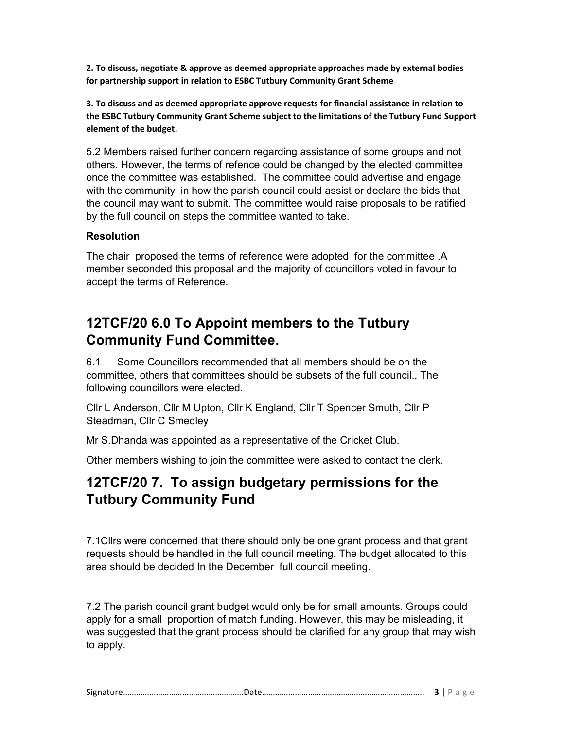**2. To discuss, negotiate & approve as deemed appropriate approaches made by external bodies for partnership support in relation to ESBC Tutbury Community Grant Scheme**

**3. To discuss and as deemed appropriate approve requests for financial assistance in relation to the ESBC Tutbury Community Grant Scheme subject to the limitations of the Tutbury Fund Support element of the budget.**

5.2 Members raised further concern regarding assistance of some groups and not others. However, the terms of refence could be changed by the elected committee once the committee was established. The committee could advertise and engage with the community in how the parish council could assist or declare the bids that the council may want to submit. The committee would raise proposals to be ratified by the full council on steps the committee wanted to take.

**Resolution**

The chair proposed the terms of reference were adopted for the committee .A member seconded this proposal and the majority of councillors voted in favour to accept the terms of Reference.

## 12TCF/20 6.0 To Appoint members to the Tutbury Community Fund Committee.

6.1 Some Councillors recommended that all members should be on the committee, others that committees should be subsets of the full council., The following councillors were elected.

Cllr L Anderson, Cllr M Upton, Cllr K England, Cllr T Spencer Smuth, Cllr P Steadman, Cllr C Smedley

Mr S.Dhanda was appointed as a representative of the Cricket Club.

Other members wishing to join the committee were asked to contact the clerk.

## 12TCF/20 7. To assign budgetary permissions for the Tutbury Community Fund

7.1Cllrs were concerned that there should only be one grant process and that grant requests should be handled in the full council meeting. The budget allocated to this area should be decided In the December full council meeting.

7.2 The parish council grant budget would only be for small amounts. Groups could apply for a small proportion of match funding. However, this may be misleading, it was suggested that the grant process should be clarified for any group that may wish to apply.

Signature……………………………………………….Date……………………………………………………………….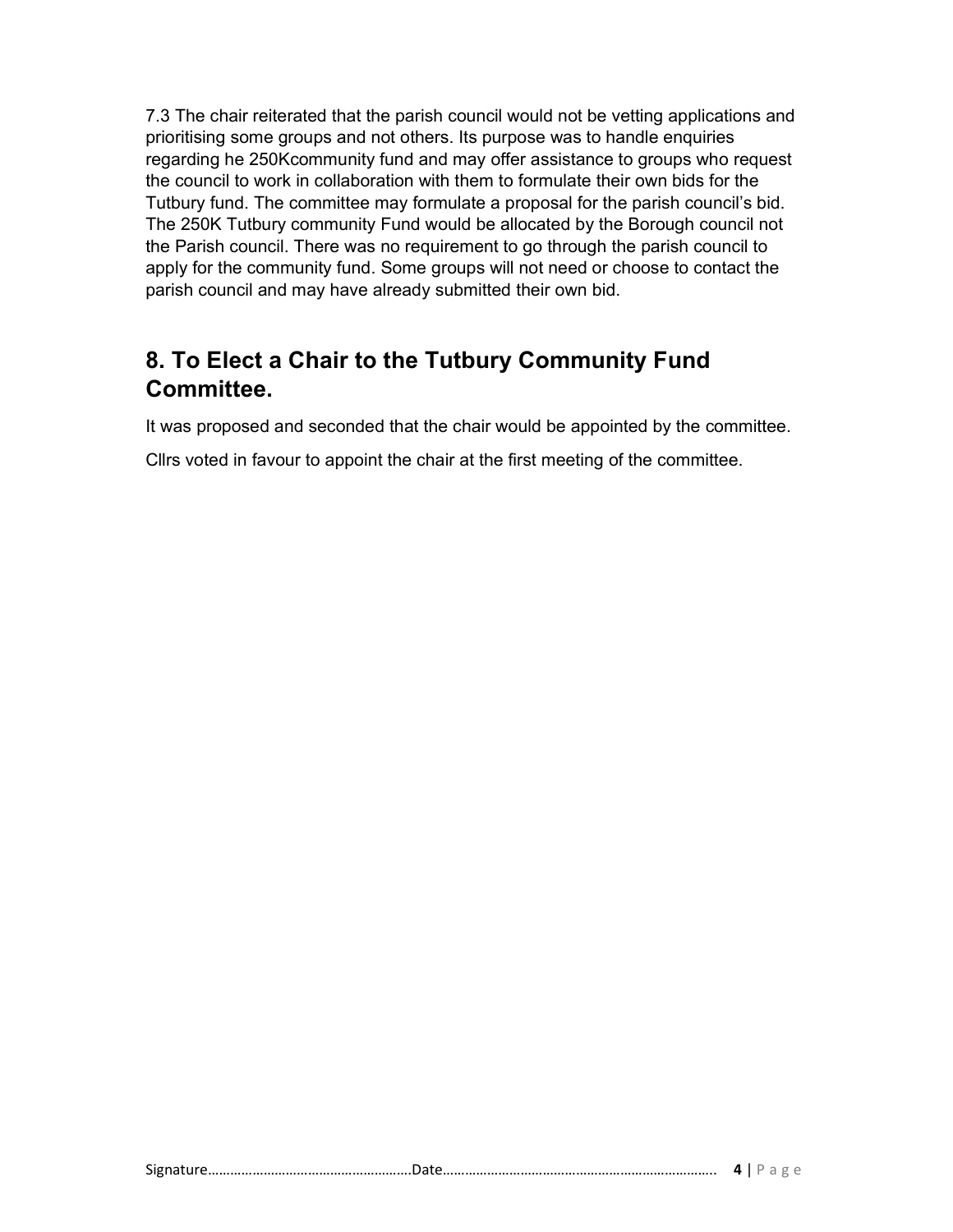7.3 The chair reiterated that the parish council would not be vetting applications and prioritising some groups and not others. Its purpose was to handle enquiries regarding he 250Kcommunity fund and may offer assistance to groups who request the council to work in collaboration with them to formulate their own bids for the Tutbury fund. The committee may formulate a proposal for the parish council's bid. The 250K Tutbury community Fund would be allocated by the Borough council not the Parish council. There was no requirement to go through the parish council to apply for the community fund. Some groups will not need or choose to contact the parish council and may have already submitted their own bid.

## 8. To Elect a Chair to the Tutbury Community Fund Committee.

It was proposed and seconded that the chair would be appointed by the committee.

Cllrs voted in favour to appoint the chair at the first meeting of the committee.

Signature……………………………………………….Date…………………………………………………………………..